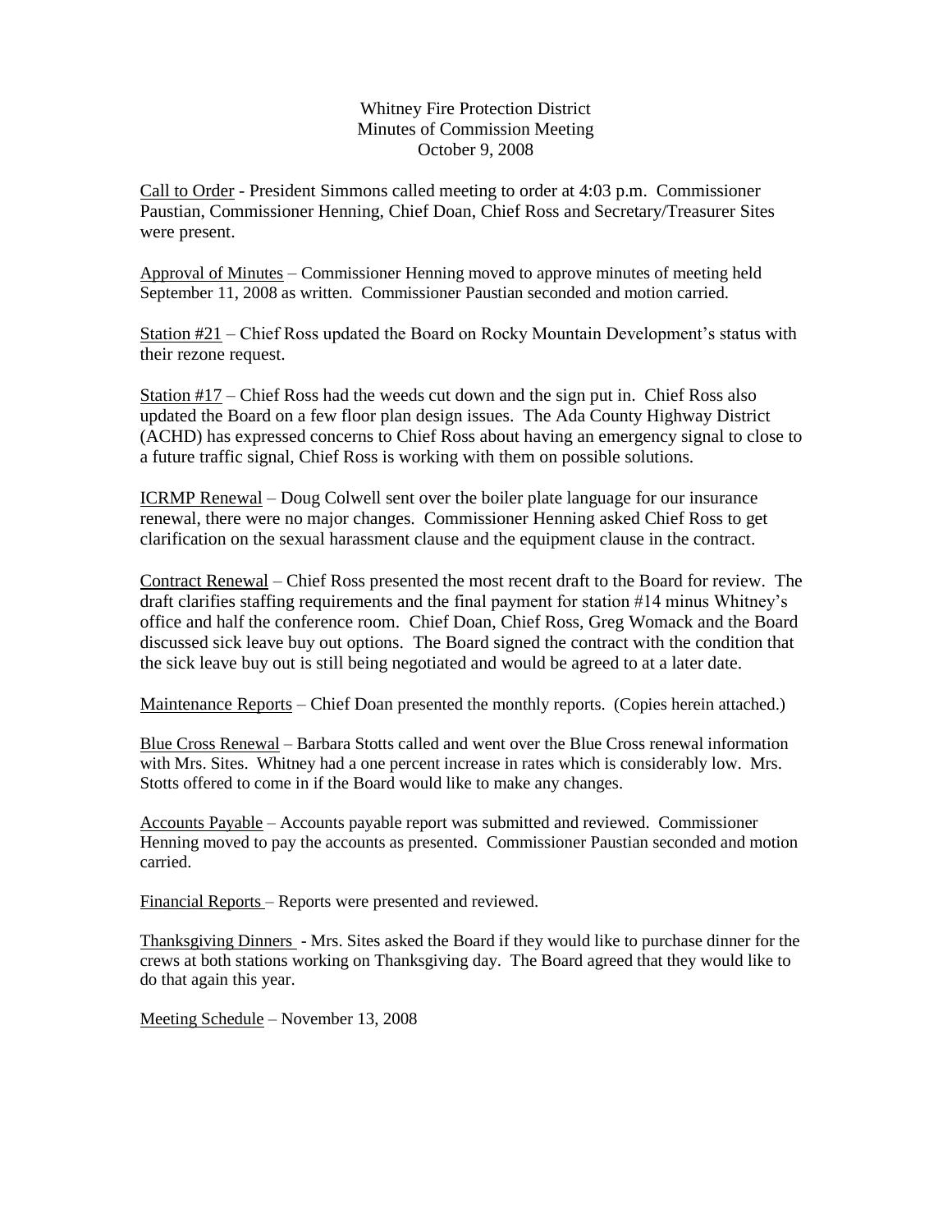# Whitney Fire Protection District
## Minutes of Commission Meeting
### October 9, 2008

<u>Call to Order</u> - President Simmons called meeting to order at 4:03 p.m. Commissioner Paustian, Commissioner Henning, Chief Doan, Chief Ross and Secretary/Treasurer Sites were present.

<u>Approval of Minutes</u> – Commissioner Henning moved to approve minutes of meeting held September 11, 2008 as written. Commissioner Paustian seconded and motion carried.

<u>Station #21</u> – Chief Ross updated the Board on Rocky Mountain Development's status with their rezone request.

<u>Station #17</u> – Chief Ross had the weeds cut down and the sign put in. Chief Ross also updated the Board on a few floor plan design issues. The Ada County Highway District (ACHD) has expressed concerns to Chief Ross about having an emergency signal to close to a future traffic signal, Chief Ross is working with them on possible solutions.

<u>ICRMP Renewal</u> – Doug Colwell sent over the boiler plate language for our insurance renewal, there were no major changes. Commissioner Henning asked Chief Ross to get clarification on the sexual harassment clause and the equipment clause in the contract.

<u>Contract Renewal</u> – Chief Ross presented the most recent draft to the Board for review. The draft clarifies staffing requirements and the final payment for station #14 minus Whitney's office and half the conference room. Chief Doan, Chief Ross, Greg Womack and the Board discussed sick leave buy out options. The Board signed the contract with the condition that the sick leave buy out is still being negotiated and would be agreed to at a later date.

<u>Maintenance Reports</u> – Chief Doan presented the monthly reports. (Copies herein attached.)

<u>Blue Cross Renewal</u> – Barbara Stotts called and went over the Blue Cross renewal information with Mrs. Sites. Whitney had a one percent increase in rates which is considerably low. Mrs. Stotts offered to come in if the Board would like to make any changes.

<u>Accounts Payable</u> – Accounts payable report was submitted and reviewed. Commissioner Henning moved to pay the accounts as presented. Commissioner Paustian seconded and motion carried.

<u>Financial Reports</u> – Reports were presented and reviewed.

<u>Thanksgiving Dinners</u> - Mrs. Sites asked the Board if they would like to purchase dinner for the crews at both stations working on Thanksgiving day. The Board agreed that they would like to do that again this year.

<u>Meeting Schedule</u> – November 13, 2008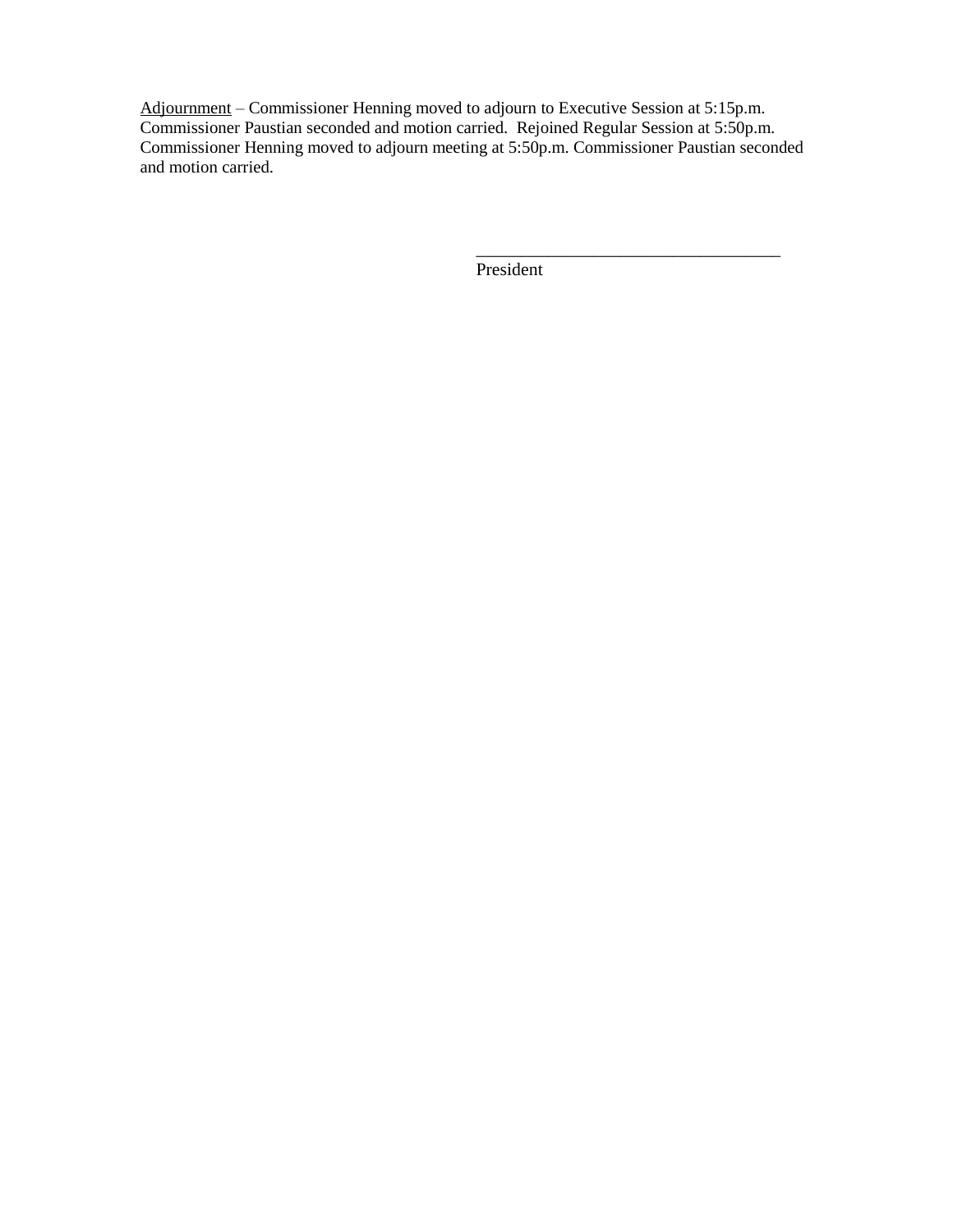<u>Adjournment</u> – Commissioner Henning moved to adjourn to Executive Session at 5:15p.m. Commissioner Paustian seconded and motion carried. Rejoined Regular Session at 5:50p.m. Commissioner Henning moved to adjourn meeting at 5:50p.m. Commissioner Paustian seconded and motion carried.

\_\_\_\_\_\_\_\_\_\_\_\_\_\_\_\_\_\_\_\_\_\_\_\_\_\_\_\_\_\_\_\_\_\_\_

President